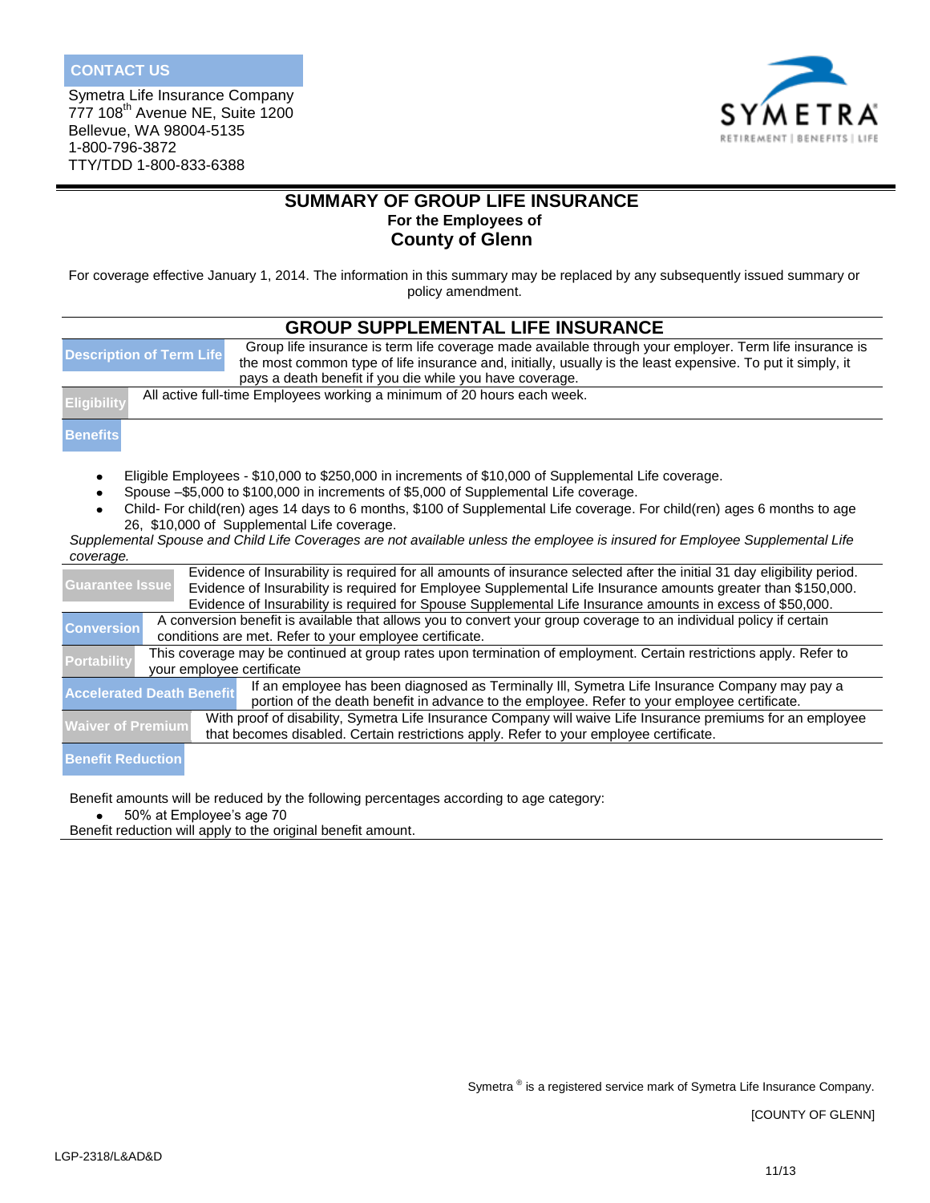## CONTACT US

Symetra Life Insurance Company
777 108th Avenue NE, Suite 1200
Bellevue, WA 98004-5135
1-800-796-3872
TTY/TDD 1-800-833-6388

# SUMMARY OF GROUP LIFE INSURANCE

### For the Employees of

## County of Glenn

For coverage effective January 1, 2014. The information in this summary may be replaced by any subsequently issued summary or policy amendment.

## GROUP SUPPLEMENTAL LIFE INSURANCE

**Description of Term Life** Group life insurance is term life coverage made available through your employer. Term life insurance is the most common type of life insurance and, initially, usually is the least expensive. To put it simply, it pays a death benefit if you die while you have coverage.

**Eligibility** All active full-time Employees working a minimum of 20 hours each week.

**Benefits**

- Eligible Employees - $10,000 to $250,000 in increments of $10,000 of Supplemental Life coverage.
- Spouse –$5,000 to $100,000 in increments of $5,000 of Supplemental Life coverage.
- Child- For child(ren) ages 14 days to 6 months, $100 of Supplemental Life coverage. For child(ren) ages 6 months to age 26, $10,000 of Supplemental Life coverage.

*Supplemental Spouse and Child Life Coverages are not available unless the employee is insured for Employee Supplemental Life coverage.*

**Guarantee Issue** Evidence of Insurability is required for all amounts of insurance selected after the initial 31 day eligibility period. Evidence of Insurability is required for Employee Supplemental Life Insurance amounts greater than $150,000. Evidence of Insurability is required for Spouse Supplemental Life Insurance amounts in excess of $50,000.

**Conversion** A conversion benefit is available that allows you to convert your group coverage to an individual policy if certain conditions are met. Refer to your employee certificate.

**Portability** This coverage may be continued at group rates upon termination of employment. Certain restrictions apply. Refer to your employee certificate

**Accelerated Death Benefit** If an employee has been diagnosed as Terminally Ill, Symetra Life Insurance Company may pay a portion of the death benefit in advance to the employee. Refer to your employee certificate.

**Waiver of Premium** With proof of disability, Symetra Life Insurance Company will waive Life Insurance premiums for an employee that becomes disabled. Certain restrictions apply. Refer to your employee certificate.

**Benefit Reduction**

Benefit amounts will be reduced by the following percentages according to age category:

- 50% at Employee's age 70

Benefit reduction will apply to the original benefit amount.

Symetra ® is a registered service mark of Symetra Life Insurance Company.

[COUNTY OF GLENN]

LGP-2318/L&AD&D

11/13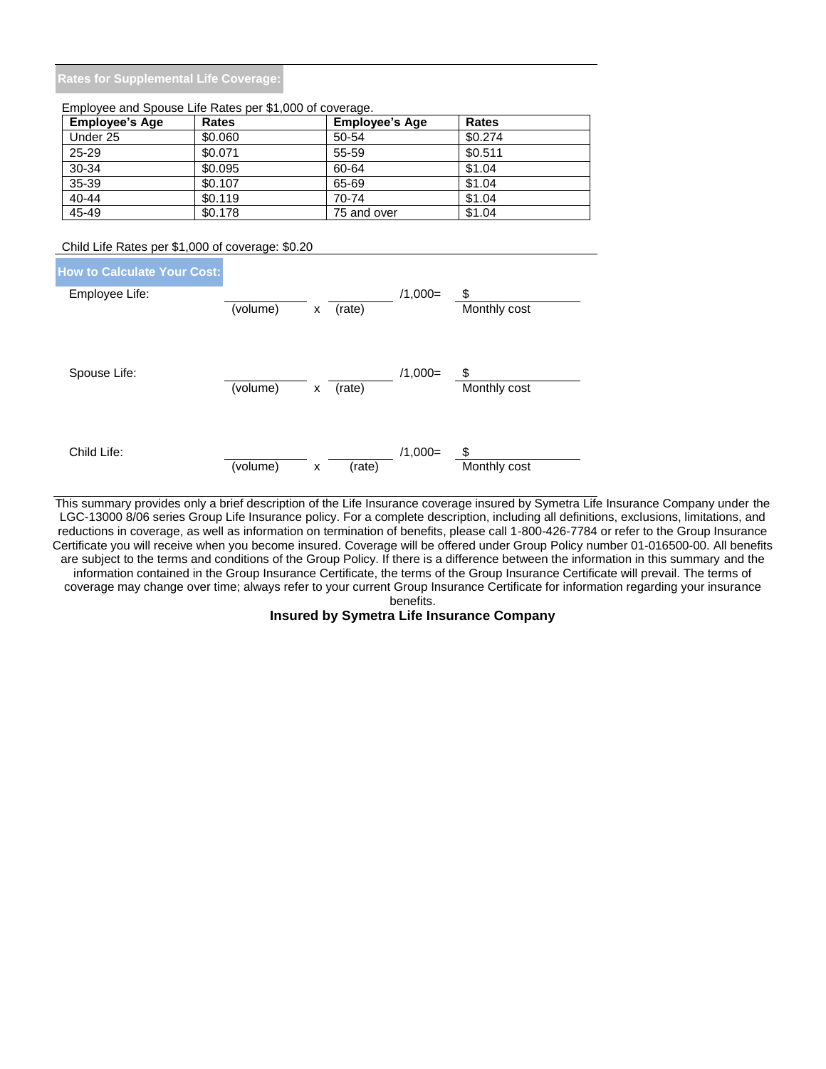## Rates for Supplemental Life Coverage:

Employee and Spouse Life Rates per $1,000 of coverage.

| Employee's Age | Rates | Employee's Age | Rates |
|---|---|---|---|
| Under 25 | $0.060 | 50-54 | $0.274 |
| 25-29 | $0.071 | 55-59 | $0.511 |
| 30-34 | $0.095 | 60-64 | $1.04 |
| 35-39 | $0.107 | 65-69 | $1.04 |
| 40-44 | $0.119 | 70-74 | $1.04 |
| 45-49 | $0.178 | 75 and over | $1.04 |

Child Life Rates per $1,000 of coverage: $0.20

## How to Calculate Your Cost:

Employee Life: ________ (volume) x ________ (rate) /1,000= $________ Monthly cost

Spouse Life: ________ (volume) x ________ (rate) /1,000= $________ Monthly cost

Child Life: ________ (volume) x ________ (rate) /1,000= $________ Monthly cost

This summary provides only a brief description of the Life Insurance coverage insured by Symetra Life Insurance Company under the LGC-13000 8/06 series Group Life Insurance policy. For a complete description, including all definitions, exclusions, limitations, and reductions in coverage, as well as information on termination of benefits, please call 1-800-426-7784 or refer to the Group Insurance Certificate you will receive when you become insured. Coverage will be offered under Group Policy number 01-016500-00. All benefits are subject to the terms and conditions of the Group Policy. If there is a difference between the information in this summary and the information contained in the Group Insurance Certificate, the terms of the Group Insurance Certificate will prevail. The terms of coverage may change over time; always refer to your current Group Insurance Certificate for information regarding your insurance benefits.

**Insured by Symetra Life Insurance Company**